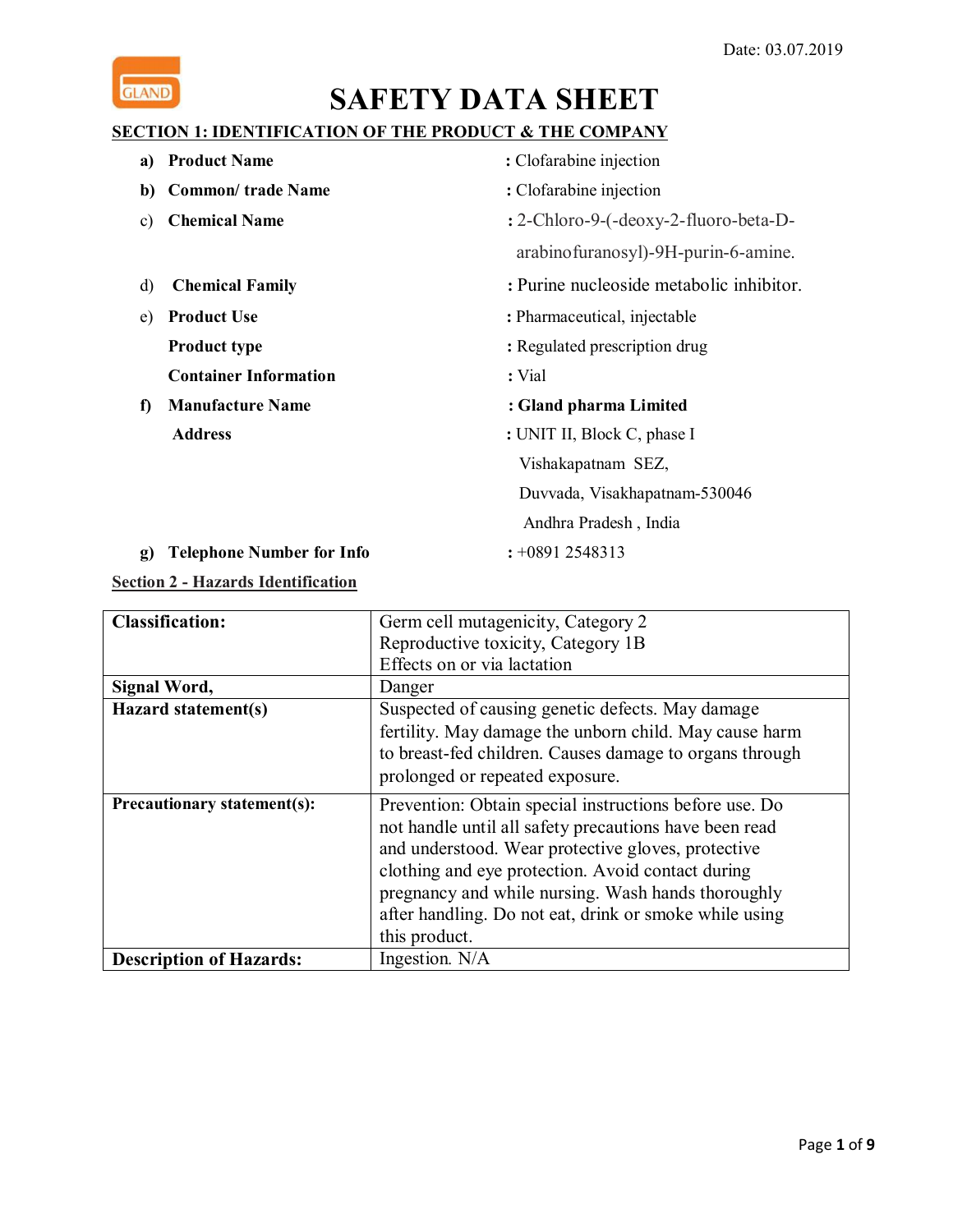Date: 03.07.2019

GLAND

# SAFETY DATA SHEET

## SECTION 1: IDENTIFICATION OF THE PRODUCT & THE COMPANY

a) **Product Name** : Clofarabine injection

b) **Common/ trade Name** : Clofarabine injection

c) **Chemical Name** : 2-Chloro-9-(-deoxy-2-fluoro-beta-D-arabinofuranosyl)-9H-purin-6-amine.

d) **Chemical Family** : Purine nucleoside metabolic inhibitor.

e) **Product Use** : Pharmaceutical, injectable

**Product type** : Regulated prescription drug

**Container Information** : Vial

f) **Manufacture Name** : **Gland pharma Limited**

**Address** : UNIT II, Block C, phase I
Vishakapatnam SEZ,
Duvvada, Visakhapatnam-530046
Andhra Pradesh , India

g) **Telephone Number for Info** : +0891 2548313

## Section 2 - Hazards Identification

| **Classification:** | Germ cell mutagenicity, Category 2<br>Reproductive toxicity, Category 1B<br>Effects on or via lactation |
|---|---|
| **Signal Word,** | Danger |
| **Hazard statement(s)** | Suspected of causing genetic defects. May damage fertility. May damage the unborn child. May cause harm to breast-fed children. Causes damage to organs through prolonged or repeated exposure. |
| **Precautionary statement(s):** | Prevention: Obtain special instructions before use. Do not handle until all safety precautions have been read and understood. Wear protective gloves, protective clothing and eye protection. Avoid contact during pregnancy and while nursing. Wash hands thoroughly after handling. Do not eat, drink or smoke while using this product. |
| **Description of Hazards:** | Ingestion. N/A |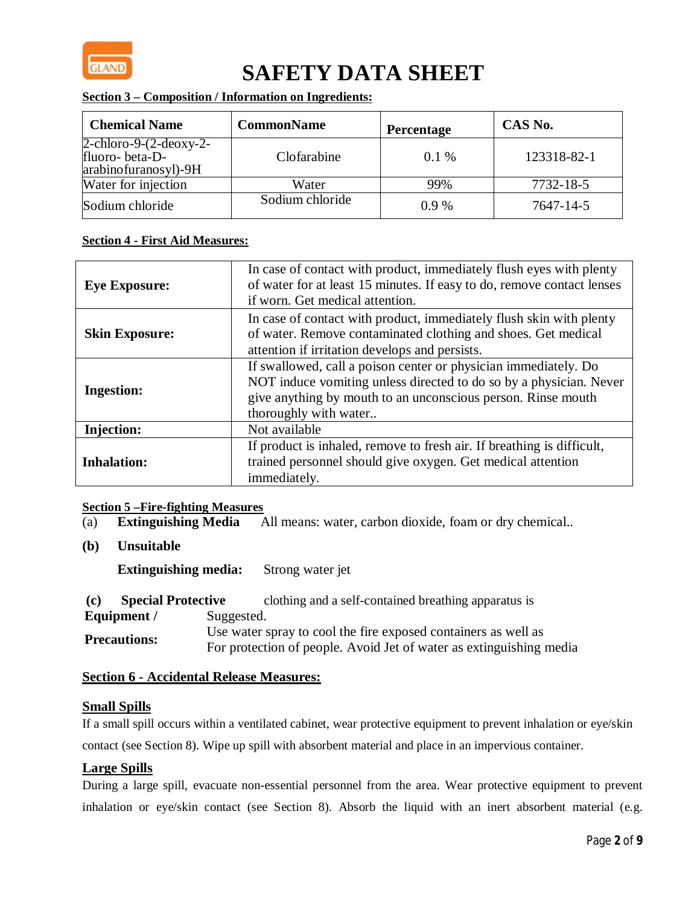# SAFETY DATA SHEET

**Section 3 – Composition / Information on Ingredients:**

| Chemical Name | CommonName | Percentage | CAS No. |
|---|---|---|---|
| 2-chloro-9-(2-deoxy-2-fluoro- beta-D-arabinofuranosyl)-9H | Clofarabine | 0.1 % | 123318-82-1 |
| Water for injection | Water | 99% | 7732-18-5 |
| Sodium chloride | Sodium chloride | 0.9 % | 7647-14-5 |

**Section 4 - First Aid Measures:**

| | |
|---|---|
| **Eye Exposure:** | In case of contact with product, immediately flush eyes with plenty of water for at least 15 minutes. If easy to do, remove contact lenses if worn. Get medical attention. |
| **Skin Exposure:** | In case of contact with product, immediately flush skin with plenty of water. Remove contaminated clothing and shoes. Get medical attention if irritation develops and persists. |
| **Ingestion:** | If swallowed, call a poison center or physician immediately. Do NOT induce vomiting unless directed to do so by a physician. Never give anything by mouth to an unconscious person. Rinse mouth thoroughly with water.. |
| **Injection:** | Not available |
| **Inhalation:** | If product is inhaled, remove to fresh air. If breathing is difficult, trained personnel should give oxygen. Get medical attention immediately. |

**Section 5 –Fire-fighting Measures**

(a) **Extinguishing Media** All means: water, carbon dioxide, foam or dry chemical..

**(b) Unsuitable**

**Extinguishing media:** Strong water jet

**(c) Special Protective Equipment / Precautions:** clothing and a self-contained breathing apparatus is Suggested. Use water spray to cool the fire exposed containers as well as For protection of people. Avoid Jet of water as extinguishing media

**Section 6 - Accidental Release Measures:**

**Small Spills**

If a small spill occurs within a ventilated cabinet, wear protective equipment to prevent inhalation or eye/skin contact (see Section 8). Wipe up spill with absorbent material and place in an impervious container.

**Large Spills**

During a large spill, evacuate non-essential personnel from the area. Wear protective equipment to prevent inhalation or eye/skin contact (see Section 8). Absorb the liquid with an inert absorbent material (e.g.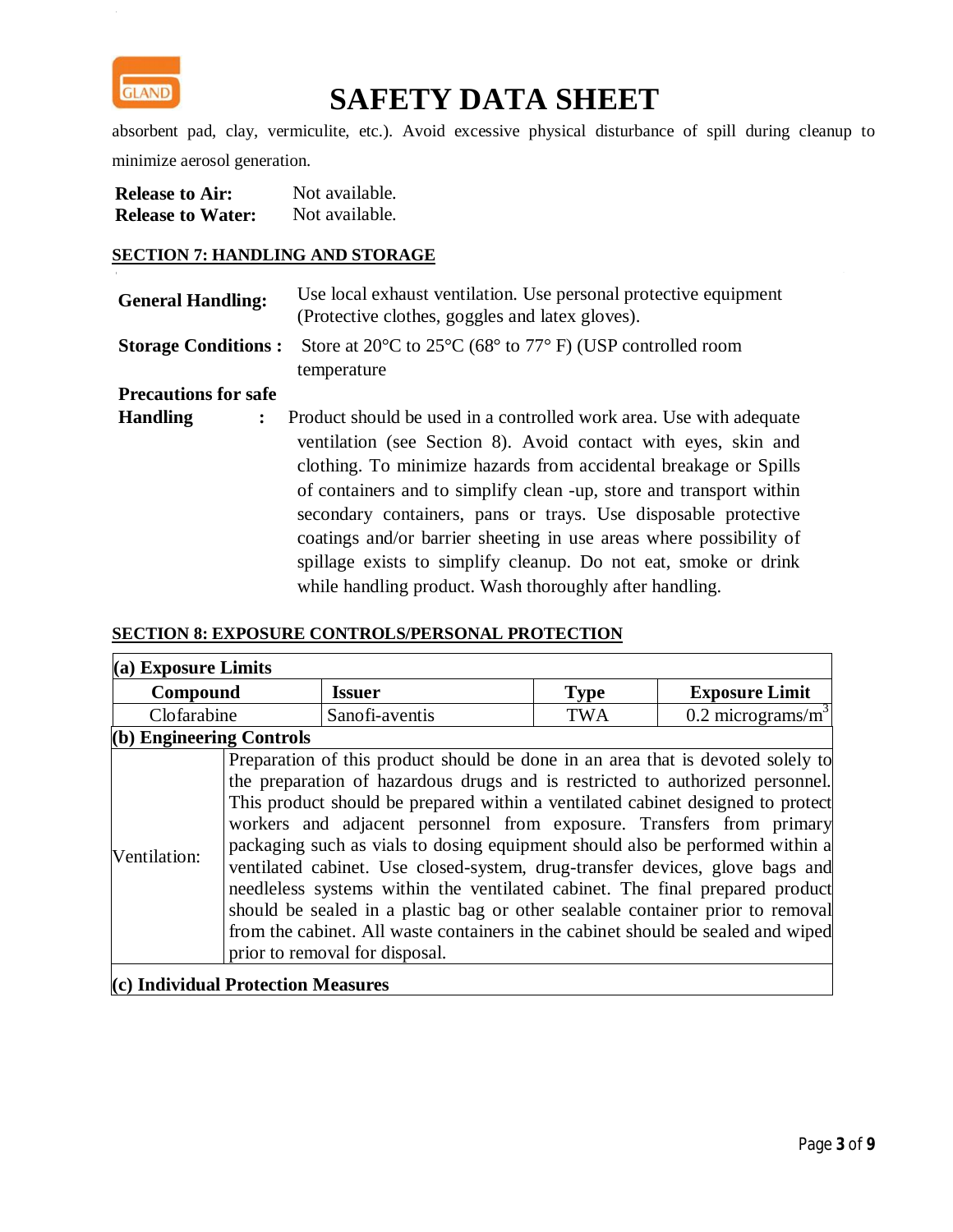absorbent pad, clay, vermiculite, etc.). Avoid excessive physical disturbance of spill during cleanup to minimize aerosol generation.

**Release to Air:** Not available.
**Release to Water:** Not available.

## SECTION 7: HANDLING AND STORAGE

**General Handling:** Use local exhaust ventilation. Use personal protective equipment (Protective clothes, goggles and latex gloves).

**Storage Conditions :** Store at 20°C to 25°C (68° to 77° F) (USP controlled room temperature

**Precautions for safe Handling :** Product should be used in a controlled work area. Use with adequate ventilation (see Section 8). Avoid contact with eyes, skin and clothing. To minimize hazards from accidental breakage or Spills of containers and to simplify clean -up, store and transport within secondary containers, pans or trays. Use disposable protective coatings and/or barrier sheeting in use areas where possibility of spillage exists to simplify cleanup. Do not eat, smoke or drink while handling product. Wash thoroughly after handling.

## SECTION 8: EXPOSURE CONTROLS/PERSONAL PROTECTION

**(a) Exposure Limits**

| Compound | Issuer | Type | Exposure Limit |
|---|---|---|---|
| Clofarabine | Sanofi-aventis | TWA | 0.2 micrograms/$m^3$ |

**(b) Engineering Controls**

| | |
|---|---|
| Ventilation: | Preparation of this product should be done in an area that is devoted solely to the preparation of hazardous drugs and is restricted to authorized personnel. This product should be prepared within a ventilated cabinet designed to protect workers and adjacent personnel from exposure. Transfers from primary packaging such as vials to dosing equipment should also be performed within a ventilated cabinet. Use closed-system, drug-transfer devices, glove bags and needleless systems within the ventilated cabinet. The final prepared product should be sealed in a plastic bag or other sealable container prior to removal from the cabinet. All waste containers in the cabinet should be sealed and wiped prior to removal for disposal. |

**(c) Individual Protection Measures**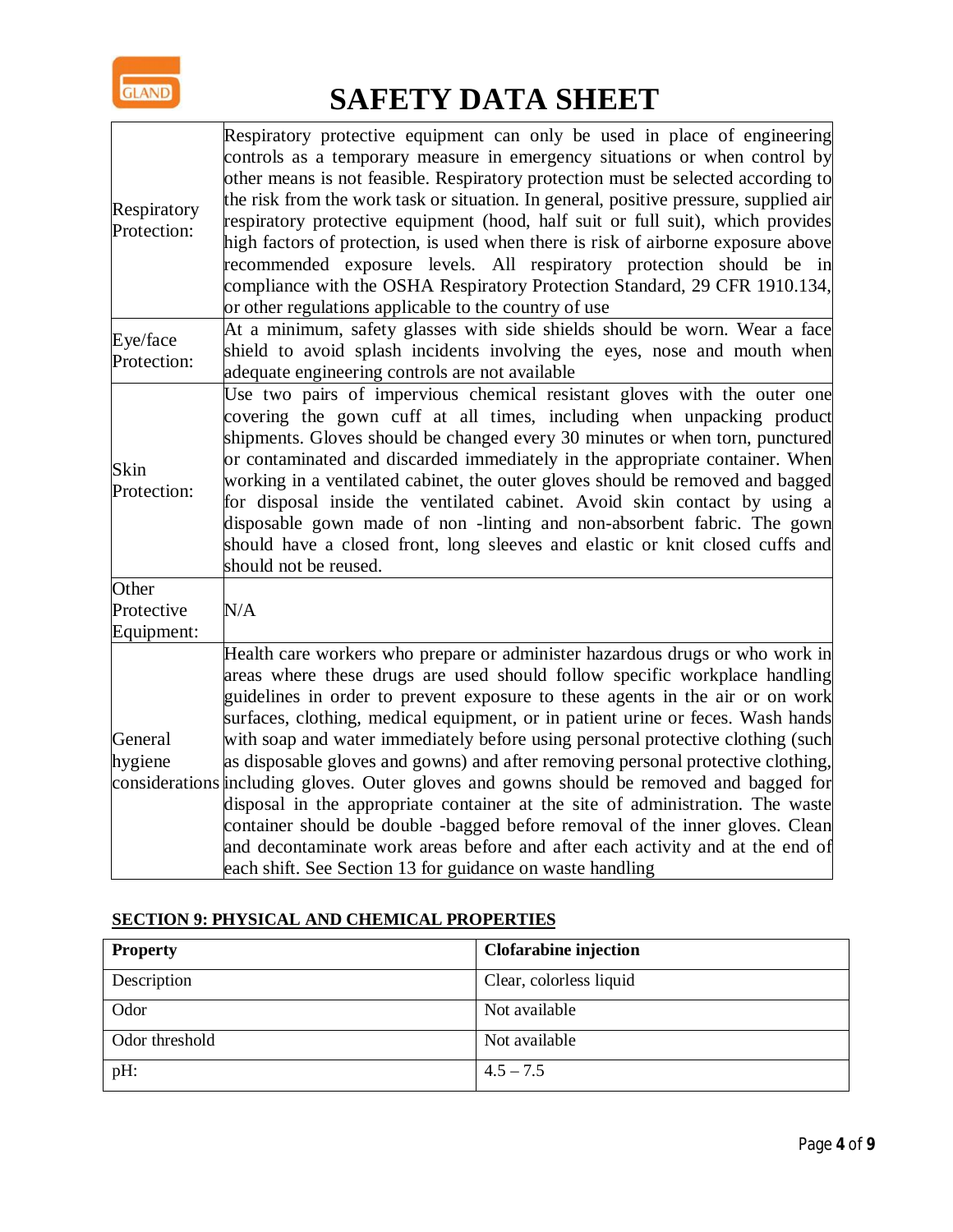# SAFETY DATA SHEET

| | |
|---|---|
| Respiratory Protection: | Respiratory protective equipment can only be used in place of engineering controls as a temporary measure in emergency situations or when control by other means is not feasible. Respiratory protection must be selected according to the risk from the work task or situation. In general, positive pressure, supplied air respiratory protective equipment (hood, half suit or full suit), which provides high factors of protection, is used when there is risk of airborne exposure above recommended exposure levels. All respiratory protection should be in compliance with the OSHA Respiratory Protection Standard, 29 CFR 1910.134, or other regulations applicable to the country of use |
| Eye/face Protection: | At a minimum, safety glasses with side shields should be worn. Wear a face shield to avoid splash incidents involving the eyes, nose and mouth when adequate engineering controls are not available |
| Skin Protection: | Use two pairs of impervious chemical resistant gloves with the outer one covering the gown cuff at all times, including when unpacking product shipments. Gloves should be changed every 30 minutes or when torn, punctured or contaminated and discarded immediately in the appropriate container. When working in a ventilated cabinet, the outer gloves should be removed and bagged for disposal inside the ventilated cabinet. Avoid skin contact by using a disposable gown made of non -linting and non-absorbent fabric. The gown should have a closed front, long sleeves and elastic or knit closed cuffs and should not be reused. |
| Other Protective Equipment: | N/A |
| General hygiene considerations | Health care workers who prepare or administer hazardous drugs or who work in areas where these drugs are used should follow specific workplace handling guidelines in order to prevent exposure to these agents in the air or on work surfaces, clothing, medical equipment, or in patient urine or feces. Wash hands with soap and water immediately before using personal protective clothing (such as disposable gloves and gowns) and after removing personal protective clothing, including gloves. Outer gloves and gowns should be removed and bagged for disposal in the appropriate container at the site of administration. The waste container should be double -bagged before removal of the inner gloves. Clean and decontaminate work areas before and after each activity and at the end of each shift. See Section 13 for guidance on waste handling |

## SECTION 9: PHYSICAL AND CHEMICAL PROPERTIES

| Property | Clofarabine injection |
|---|---|
| Description | Clear, colorless liquid |
| Odor | Not available |
| Odor threshold | Not available |
| pH: | 4.5 – 7.5 |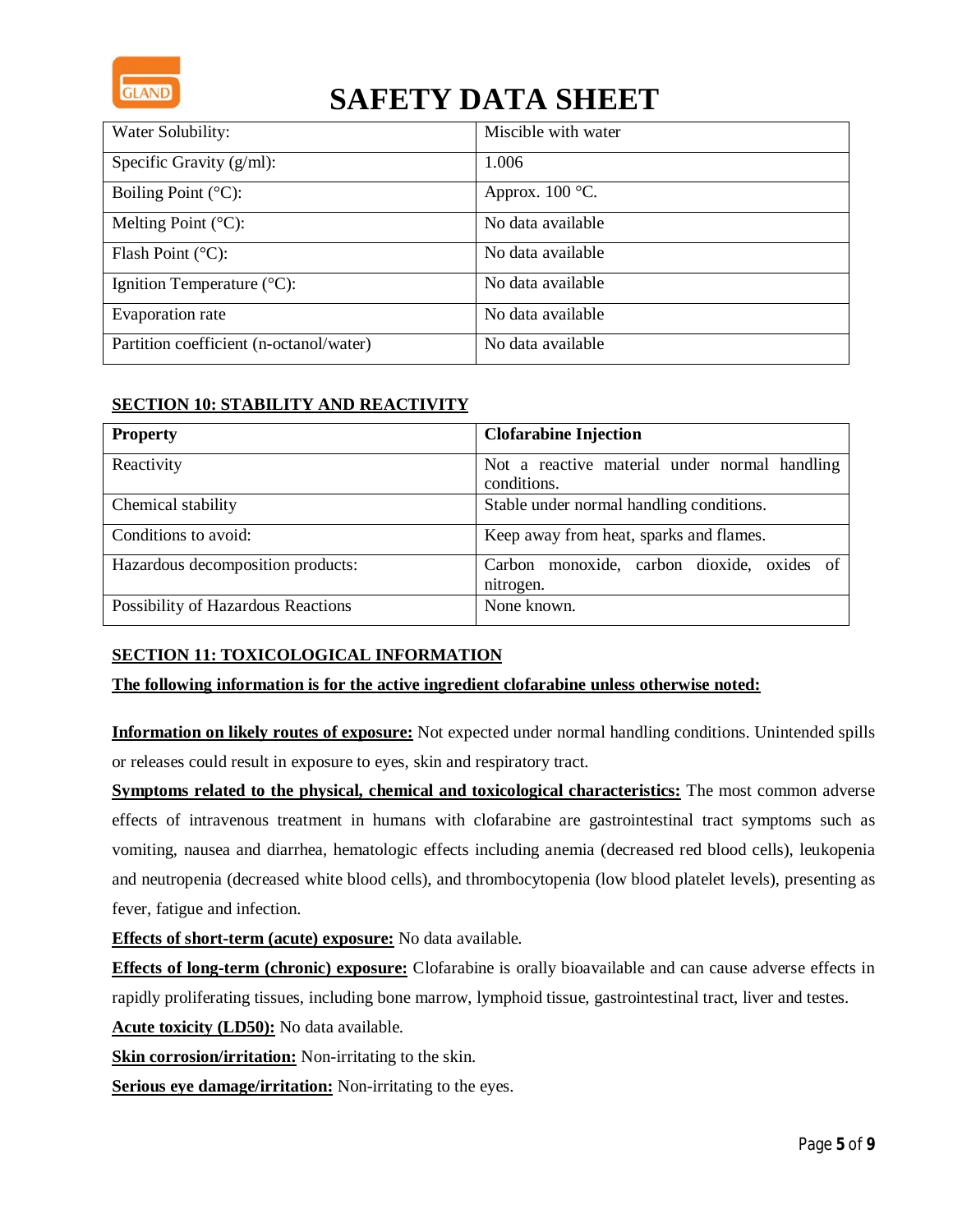| Water Solubility: | Miscible with water |
|---|---|
| Specific Gravity (g/ml): | 1.006 |
| Boiling Point (°C): | Approx. 100 °C. |
| Melting Point (°C): | No data available |
| Flash Point (°C): | No data available |
| Ignition Temperature (°C): | No data available |
| Evaporation rate | No data available |
| Partition coefficient (n-octanol/water) | No data available |

## SECTION 10: STABILITY AND REACTIVITY

| **Property** | **Clofarabine Injection** |
|---|---|
| Reactivity | Not a reactive material under normal handling conditions. |
| Chemical stability | Stable under normal handling conditions. |
| Conditions to avoid: | Keep away from heat, sparks and flames. |
| Hazardous decomposition products: | Carbon monoxide, carbon dioxide, oxides of nitrogen. |
| Possibility of Hazardous Reactions | None known. |

## SECTION 11: TOXICOLOGICAL INFORMATION

**The following information is for the active ingredient clofarabine unless otherwise noted:**

**Information on likely routes of exposure:** Not expected under normal handling conditions. Unintended spills or releases could result in exposure to eyes, skin and respiratory tract.

**Symptoms related to the physical, chemical and toxicological characteristics:** The most common adverse effects of intravenous treatment in humans with clofarabine are gastrointestinal tract symptoms such as vomiting, nausea and diarrhea, hematologic effects including anemia (decreased red blood cells), leukopenia and neutropenia (decreased white blood cells), and thrombocytopenia (low blood platelet levels), presenting as fever, fatigue and infection.

**Effects of short-term (acute) exposure:** No data available.

**Effects of long-term (chronic) exposure:** Clofarabine is orally bioavailable and can cause adverse effects in rapidly proliferating tissues, including bone marrow, lymphoid tissue, gastrointestinal tract, liver and testes.

**Acute toxicity (LD50):** No data available.

**Skin corrosion/irritation:** Non-irritating to the skin.

**Serious eye damage/irritation:** Non-irritating to the eyes.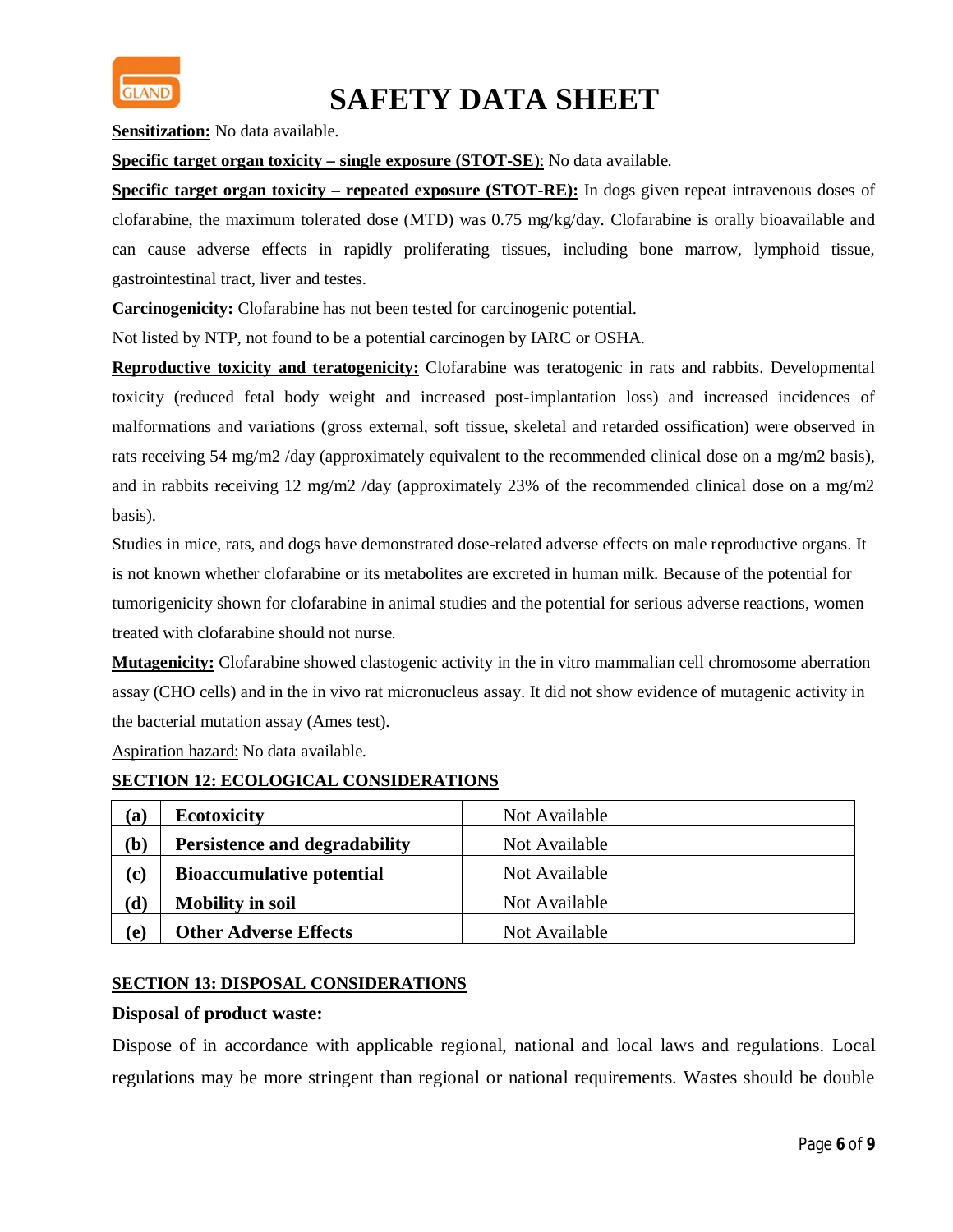**Sensitization:** No data available.

**Specific target organ toxicity – single exposure (STOT-SE)**: No data available.

**Specific target organ toxicity – repeated exposure (STOT-RE):** In dogs given repeat intravenous doses of clofarabine, the maximum tolerated dose (MTD) was 0.75 mg/kg/day. Clofarabine is orally bioavailable and can cause adverse effects in rapidly proliferating tissues, including bone marrow, lymphoid tissue, gastrointestinal tract, liver and testes.

**Carcinogenicity:** Clofarabine has not been tested for carcinogenic potential.

Not listed by NTP, not found to be a potential carcinogen by IARC or OSHA.

**Reproductive toxicity and teratogenicity:** Clofarabine was teratogenic in rats and rabbits. Developmental toxicity (reduced fetal body weight and increased post-implantation loss) and increased incidences of malformations and variations (gross external, soft tissue, skeletal and retarded ossification) were observed in rats receiving 54 mg/m2 /day (approximately equivalent to the recommended clinical dose on a mg/m2 basis), and in rabbits receiving 12 mg/m2 /day (approximately 23% of the recommended clinical dose on a mg/m2 basis).

Studies in mice, rats, and dogs have demonstrated dose-related adverse effects on male reproductive organs. It is not known whether clofarabine or its metabolites are excreted in human milk. Because of the potential for tumorigenicity shown for clofarabine in animal studies and the potential for serious adverse reactions, women treated with clofarabine should not nurse.

**Mutagenicity:** Clofarabine showed clastogenic activity in the in vitro mammalian cell chromosome aberration assay (CHO cells) and in the in vivo rat micronucleus assay. It did not show evidence of mutagenic activity in the bacterial mutation assay (Ames test).

Aspiration hazard: No data available.

## SECTION 12: ECOLOGICAL CONSIDERATIONS

| | | |
|---|---|---|
| **(a)** | **Ecotoxicity** | Not Available |
| **(b)** | **Persistence and degradability** | Not Available |
| **(c)** | **Bioaccumulative potential** | Not Available |
| **(d)** | **Mobility in soil** | Not Available |
| **(e)** | **Other Adverse Effects** | Not Available |

## SECTION 13: DISPOSAL CONSIDERATIONS

**Disposal of product waste:**

Dispose of in accordance with applicable regional, national and local laws and regulations. Local regulations may be more stringent than regional or national requirements. Wastes should be double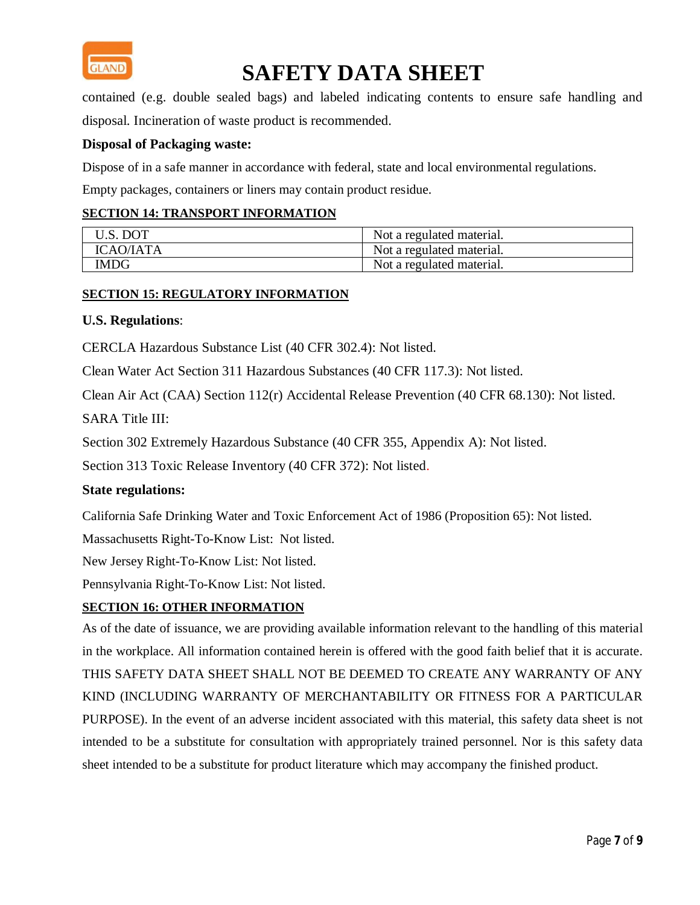contained (e.g. double sealed bags) and labeled indicating contents to ensure safe handling and disposal. Incineration of waste product is recommended.

**Disposal of Packaging waste:**

Dispose of in a safe manner in accordance with federal, state and local environmental regulations.

Empty packages, containers or liners may contain product residue.

## SECTION 14: TRANSPORT INFORMATION

| | |
|---|---|
| U.S. DOT | Not a regulated material. |
| ICAO/IATA | Not a regulated material. |
| IMDG | Not a regulated material. |

## SECTION 15: REGULATORY INFORMATION

**U.S. Regulations**:

CERCLA Hazardous Substance List (40 CFR 302.4): Not listed.

Clean Water Act Section 311 Hazardous Substances (40 CFR 117.3): Not listed.

Clean Air Act (CAA) Section 112(r) Accidental Release Prevention (40 CFR 68.130): Not listed.

SARA Title III:

Section 302 Extremely Hazardous Substance (40 CFR 355, Appendix A): Not listed.

Section 313 Toxic Release Inventory (40 CFR 372): Not listed.

**State regulations:**

California Safe Drinking Water and Toxic Enforcement Act of 1986 (Proposition 65): Not listed.

Massachusetts Right-To-Know List: Not listed.

New Jersey Right-To-Know List: Not listed.

Pennsylvania Right-To-Know List: Not listed.

## SECTION 16: OTHER INFORMATION

As of the date of issuance, we are providing available information relevant to the handling of this material in the workplace. All information contained herein is offered with the good faith belief that it is accurate. THIS SAFETY DATA SHEET SHALL NOT BE DEEMED TO CREATE ANY WARRANTY OF ANY KIND (INCLUDING WARRANTY OF MERCHANTABILITY OR FITNESS FOR A PARTICULAR PURPOSE). In the event of an adverse incident associated with this material, this safety data sheet is not intended to be a substitute for consultation with appropriately trained personnel. Nor is this safety data sheet intended to be a substitute for product literature which may accompany the finished product.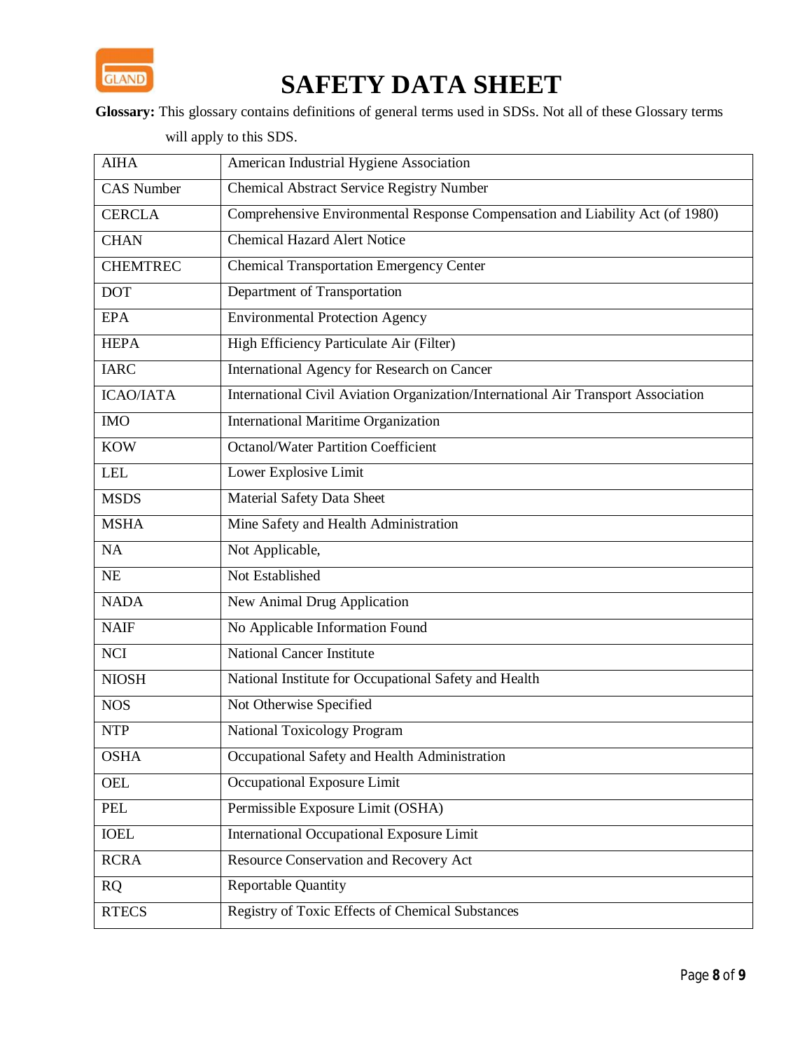# SAFETY DATA SHEET

**Glossary:** This glossary contains definitions of general terms used in SDSs. Not all of these Glossary terms will apply to this SDS.

| | |
|---|---|
| AIHA | American Industrial Hygiene Association |
| CAS Number | Chemical Abstract Service Registry Number |
| CERCLA | Comprehensive Environmental Response Compensation and Liability Act (of 1980) |
| CHAN | Chemical Hazard Alert Notice |
| CHEMTREC | Chemical Transportation Emergency Center |
| DOT | Department of Transportation |
| EPA | Environmental Protection Agency |
| HEPA | High Efficiency Particulate Air (Filter) |
| IARC | International Agency for Research on Cancer |
| ICAO/IATA | International Civil Aviation Organization/International Air Transport Association |
| IMO | International Maritime Organization |
| KOW | Octanol/Water Partition Coefficient |
| LEL | Lower Explosive Limit |
| MSDS | Material Safety Data Sheet |
| MSHA | Mine Safety and Health Administration |
| NA | Not Applicable, |
| NE | Not Established |
| NADA | New Animal Drug Application |
| NAIF | No Applicable Information Found |
| NCI | National Cancer Institute |
| NIOSH | National Institute for Occupational Safety and Health |
| NOS | Not Otherwise Specified |
| NTP | National Toxicology Program |
| OSHA | Occupational Safety and Health Administration |
| OEL | Occupational Exposure Limit |
| PEL | Permissible Exposure Limit (OSHA) |
| IOEL | International Occupational Exposure Limit |
| RCRA | Resource Conservation and Recovery Act |
| RQ | Reportable Quantity |
| RTECS | Registry of Toxic Effects of Chemical Substances |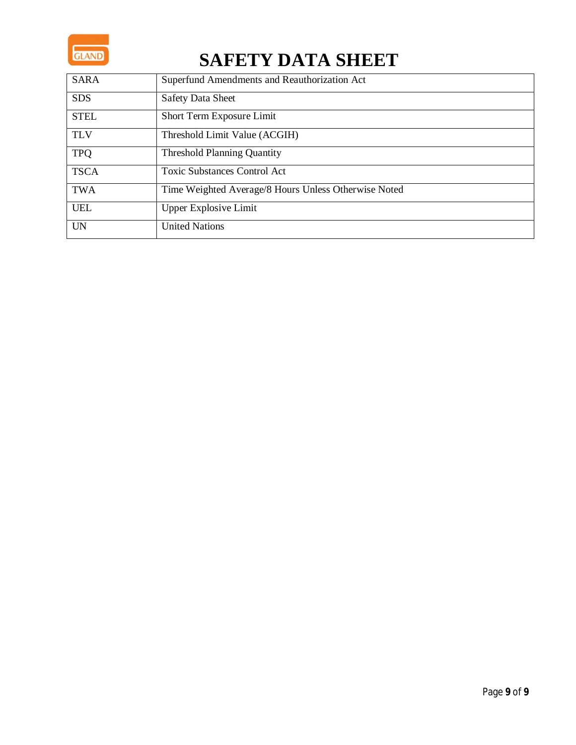| | |
|---|---|
| SARA | Superfund Amendments and Reauthorization Act |
| SDS | Safety Data Sheet |
| STEL | Short Term Exposure Limit |
| TLV | Threshold Limit Value (ACGIH) |
| TPQ | Threshold Planning Quantity |
| TSCA | Toxic Substances Control Act |
| TWA | Time Weighted Average/8 Hours Unless Otherwise Noted |
| UEL | Upper Explosive Limit |
| UN | United Nations |